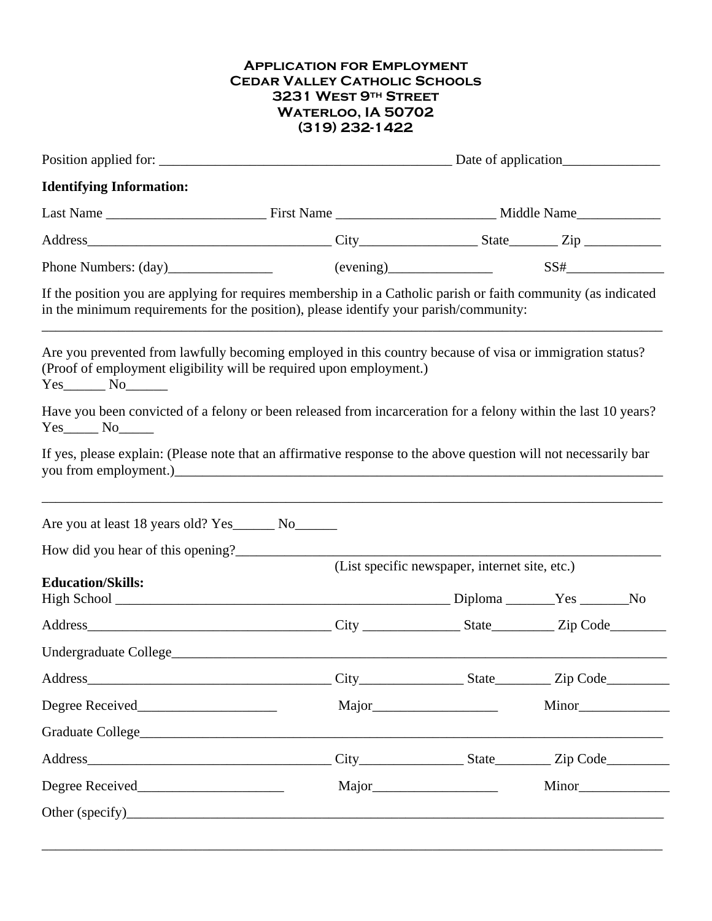# Application for Employment
## Cedar Valley Catholic Schools
### 3231 West 9th Street
### Waterloo, IA 50702
### (319) 232-1422

Position applied for: ___________________________________________ Date of application______________

**Identifying Information:**

Last Name _______________________ First Name _______________________ Middle Name____________

Address___________________________________ City_________________ State_______ Zip ___________

Phone Numbers: (day)_______________ (evening)_______________ SS#______________

If the position you are applying for requires membership in a Catholic parish or faith community (as indicated in the minimum requirements for the position), please identify your parish/community:

_____________________________________________________________________________________________

Are you prevented from lawfully becoming employed in this country because of visa or immigration status? (Proof of employment eligibility will be required upon employment.)
Yes______ No______

Have you been convicted of a felony or been released from incarceration for a felony within the last 10 years?
Yes_____ No_____

If yes, please explain: (Please note that an affirmative response to the above question will not necessarily bar you from employment.)_____________________________________________________________________________

_____________________________________________________________________________________________

Are you at least 18 years old? Yes______ No______

How did you hear of this opening?_____________________________________________________________
(List specific newspaper, internet site, etc.)

**Education/Skills:**

High School _________________________________________________ Diploma _______Yes _______No

Address___________________________________ City ______________ State_________ Zip Code________

Undergraduate College_______________________________________________________________________

Address___________________________________ City_______________ State________ Zip Code_________

Degree Received___________________ Major__________________ Minor_____________

Graduate College___________________________________________________________________________

Address___________________________________ City_______________ State________ Zip Code_________

Degree Received_____________________ Major__________________ Minor_____________

Other (specify)_______________________________________________________________________________

_____________________________________________________________________________________________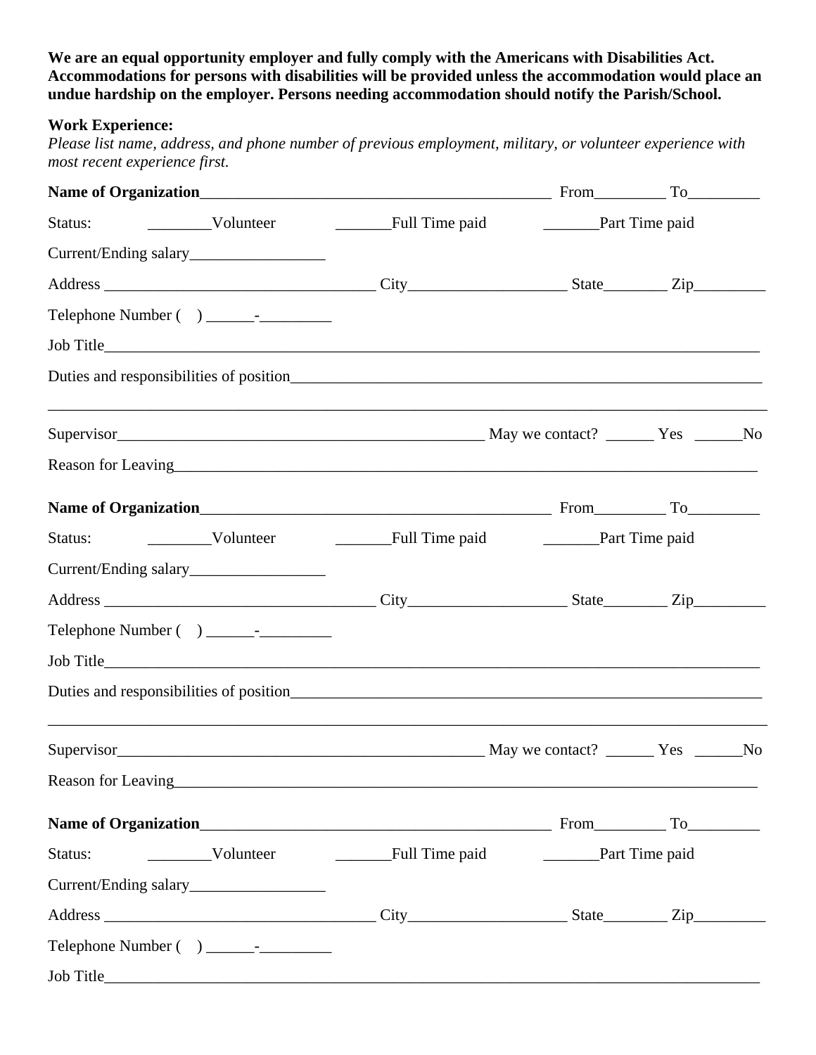**We are an equal opportunity employer and fully comply with the Americans with Disabilities Act. Accommodations for persons with disabilities will be provided unless the accommodation would place an undue hardship on the employer. Persons needing accommodation should notify the Parish/School.**

**Work Experience:**

*Please list name, address, and phone number of previous employment, military, or volunteer experience with most recent experience first.*

**Name of Organization**_____________________________________________ From_________ To_________

Status: ________Volunteer _______Full Time paid _______Part Time paid

Current/Ending salary_________________

Address __________________________________ City___________________ State________ Zip_________

Telephone Number ( ) ______-_________

Job Title_____________________________________________________________________________

Duties and responsibilities of position_________________________________________________________

_____________________________________________________________________________________

Supervisor_______________________________________________ May we contact? ______ Yes ______No

Reason for Leaving_______________________________________________________________________

**Name of Organization**_____________________________________________ From_________ To_________

Status: ________Volunteer _______Full Time paid _______Part Time paid

Current/Ending salary_________________

Address __________________________________ City___________________ State________ Zip_________

Telephone Number ( ) ______-_________

Job Title_____________________________________________________________________________

Duties and responsibilities of position_________________________________________________________

_____________________________________________________________________________________

Supervisor_______________________________________________ May we contact? ______ Yes ______No

Reason for Leaving_______________________________________________________________________

**Name of Organization**_____________________________________________ From_________ To_________

Status: ________Volunteer _______Full Time paid _______Part Time paid

Current/Ending salary_________________

Address __________________________________ City___________________ State________ Zip_________

Telephone Number ( ) ______-_________

Job Title_____________________________________________________________________________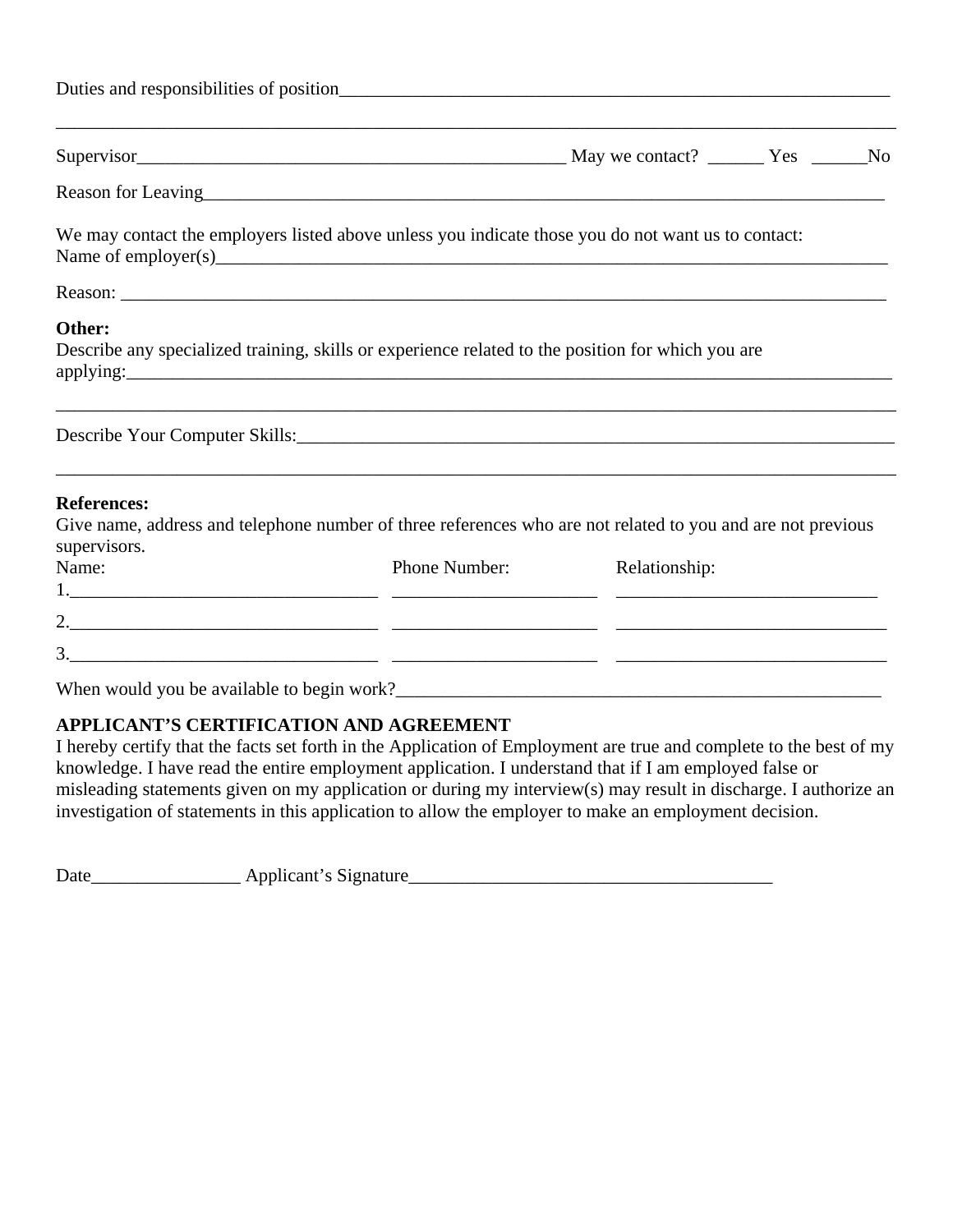Duties and responsibilities of position______________________________________________________________

_____________________________________________________________________________________________

Supervisor________________________________________________ May we contact? ______ Yes ______No

Reason for Leaving___________________________________________________________________________

We may contact the employers listed above unless you indicate those you do not want us to contact:
Name of employer(s)__________________________________________________________________________

Reason: ____________________________________________________________________________________

**Other:**
Describe any specialized training, skills or experience related to the position for which you are applying:_____________________________________________________________________________________

_____________________________________________________________________________________________

Describe Your Computer Skills:_________________________________________________________________

_____________________________________________________________________________________________

**References:**
Give name, address and telephone number of three references who are not related to you and are not previous supervisors.

| Name: | Phone Number: | Relationship: |
|---|---|---|
| 1.________________________________ | ______________________ | ____________________________ |
| 2.________________________________ | ______________________ | ____________________________ |
| 3.________________________________ | ______________________ | ____________________________ |

When would you be available to begin work?______________________________________________________

**APPLICANT'S CERTIFICATION AND AGREEMENT**
I hereby certify that the facts set forth in the Application of Employment are true and complete to the best of my knowledge. I have read the entire employment application. I understand that if I am employed false or misleading statements given on my application or during my interview(s) may result in discharge. I authorize an investigation of statements in this application to allow the employer to make an employment decision.

Date________________ Applicant's Signature_______________________________________